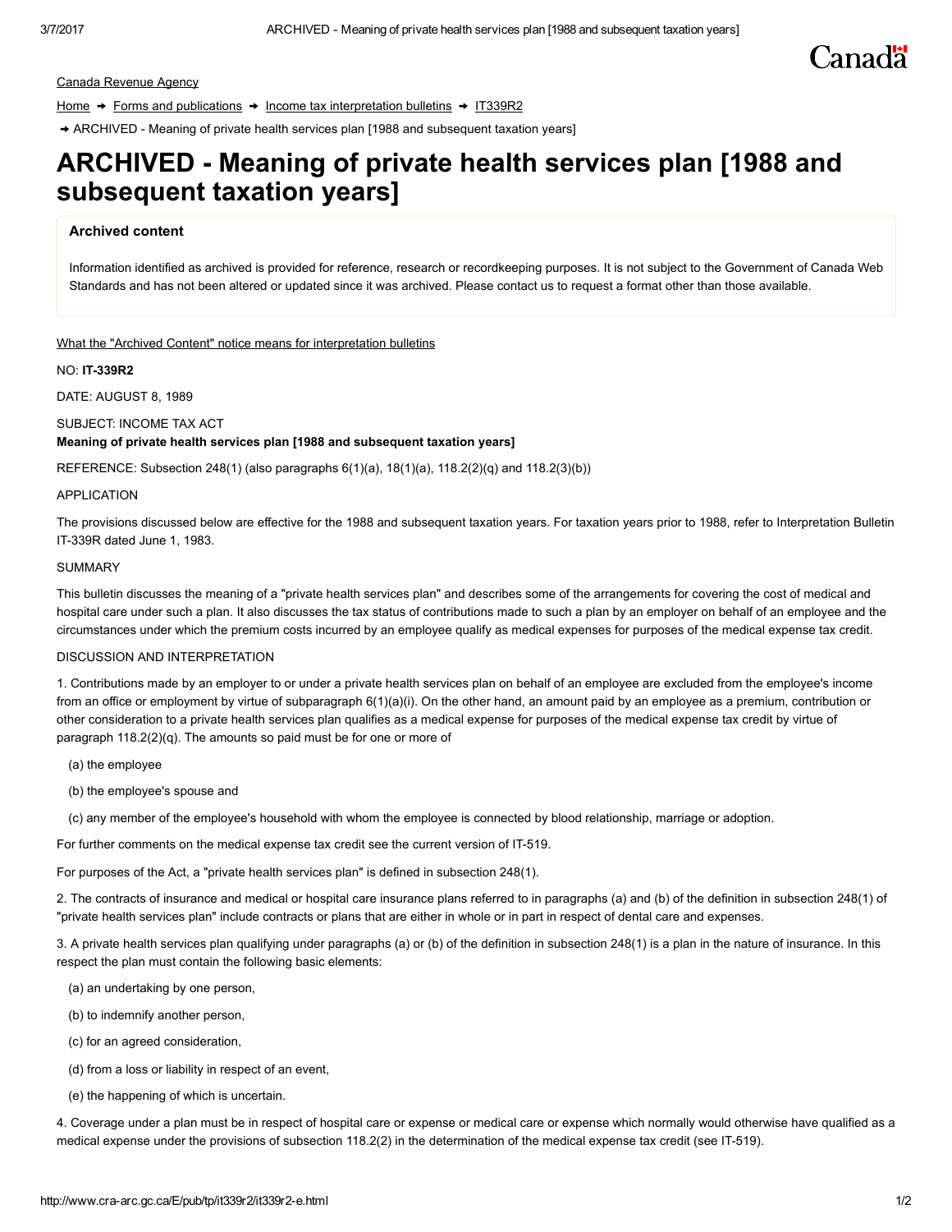Canada Revenue Agency

Home → Forms and publications → Income tax interpretation bulletins → IT339R2

→ ARCHIVED - Meaning of private health services plan [1988 and subsequent taxation years]

# ARCHIVED - Meaning of private health services plan [1988 and subsequent taxation years]

### Archived content

Information identified as archived is provided for reference, research or recordkeeping purposes. It is not subject to the Government of Canada Web Standards and has not been altered or updated since it was archived. Please contact us to request a format other than those available.

What the "Archived Content" notice means for interpretation bulletins

NO: **IT-339R2**

DATE: AUGUST 8, 1989

SUBJECT: INCOME TAX ACT
**Meaning of private health services plan [1988 and subsequent taxation years]**

REFERENCE: Subsection 248(1) (also paragraphs 6(1)(a), 18(1)(a), 118.2(2)(q) and 118.2(3)(b))

APPLICATION

The provisions discussed below are effective for the 1988 and subsequent taxation years. For taxation years prior to 1988, refer to Interpretation Bulletin IT-339R dated June 1, 1983.

SUMMARY

This bulletin discusses the meaning of a "private health services plan" and describes some of the arrangements for covering the cost of medical and hospital care under such a plan. It also discusses the tax status of contributions made to such a plan by an employer on behalf of an employee and the circumstances under which the premium costs incurred by an employee qualify as medical expenses for purposes of the medical expense tax credit.

DISCUSSION AND INTERPRETATION

1. Contributions made by an employer to or under a private health services plan on behalf of an employee are excluded from the employee's income from an office or employment by virtue of subparagraph 6(1)(a)(i). On the other hand, an amount paid by an employee as a premium, contribution or other consideration to a private health services plan qualifies as a medical expense for purposes of the medical expense tax credit by virtue of paragraph 118.2(2)(q). The amounts so paid must be for one or more of

(a) the employee

(b) the employee's spouse and

(c) any member of the employee's household with whom the employee is connected by blood relationship, marriage or adoption.

For further comments on the medical expense tax credit see the current version of IT-519.

For purposes of the Act, a "private health services plan" is defined in subsection 248(1).

2. The contracts of insurance and medical or hospital care insurance plans referred to in paragraphs (a) and (b) of the definition in subsection 248(1) of "private health services plan" include contracts or plans that are either in whole or in part in respect of dental care and expenses.

3. A private health services plan qualifying under paragraphs (a) or (b) of the definition in subsection 248(1) is a plan in the nature of insurance. In this respect the plan must contain the following basic elements:

(a) an undertaking by one person,

(b) to indemnify another person,

(c) for an agreed consideration,

(d) from a loss or liability in respect of an event,

(e) the happening of which is uncertain.

4. Coverage under a plan must be in respect of hospital care or expense or medical care or expense which normally would otherwise have qualified as a medical expense under the provisions of subsection 118.2(2) in the determination of the medical expense tax credit (see IT-519).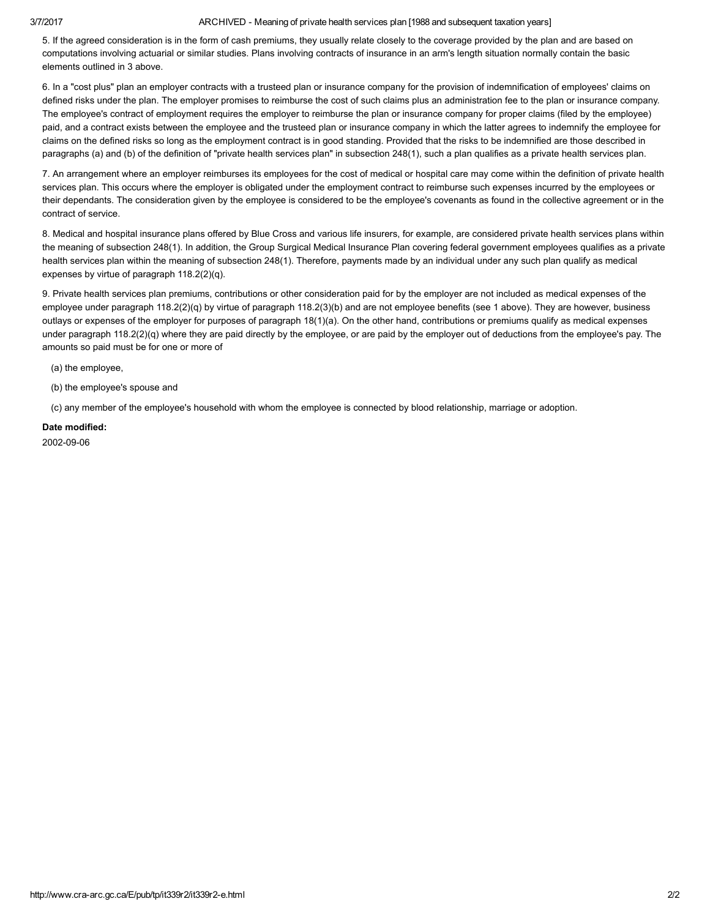5. If the agreed consideration is in the form of cash premiums, they usually relate closely to the coverage provided by the plan and are based on computations involving actuarial or similar studies. Plans involving contracts of insurance in an arm's length situation normally contain the basic elements outlined in 3 above.

6. In a "cost plus" plan an employer contracts with a trusteed plan or insurance company for the provision of indemnification of employees' claims on defined risks under the plan. The employer promises to reimburse the cost of such claims plus an administration fee to the plan or insurance company. The employee's contract of employment requires the employer to reimburse the plan or insurance company for proper claims (filed by the employee) paid, and a contract exists between the employee and the trusteed plan or insurance company in which the latter agrees to indemnify the employee for claims on the defined risks so long as the employment contract is in good standing. Provided that the risks to be indemnified are those described in paragraphs (a) and (b) of the definition of "private health services plan" in subsection 248(1), such a plan qualifies as a private health services plan.

7. An arrangement where an employer reimburses its employees for the cost of medical or hospital care may come within the definition of private health services plan. This occurs where the employer is obligated under the employment contract to reimburse such expenses incurred by the employees or their dependants. The consideration given by the employee is considered to be the employee's covenants as found in the collective agreement or in the contract of service.

8. Medical and hospital insurance plans offered by Blue Cross and various life insurers, for example, are considered private health services plans within the meaning of subsection 248(1). In addition, the Group Surgical Medical Insurance Plan covering federal government employees qualifies as a private health services plan within the meaning of subsection 248(1). Therefore, payments made by an individual under any such plan qualify as medical expenses by virtue of paragraph 118.2(2)(q).

9. Private health services plan premiums, contributions or other consideration paid for by the employer are not included as medical expenses of the employee under paragraph 118.2(2)(q) by virtue of paragraph 118.2(3)(b) and are not employee benefits (see 1 above). They are however, business outlays or expenses of the employer for purposes of paragraph 18(1)(a). On the other hand, contributions or premiums qualify as medical expenses under paragraph 118.2(2)(q) where they are paid directly by the employee, or are paid by the employer out of deductions from the employee's pay. The amounts so paid must be for one or more of

(a) the employee,

(b) the employee's spouse and

(c) any member of the employee's household with whom the employee is connected by blood relationship, marriage or adoption.

**Date modified:**

2002-09-06